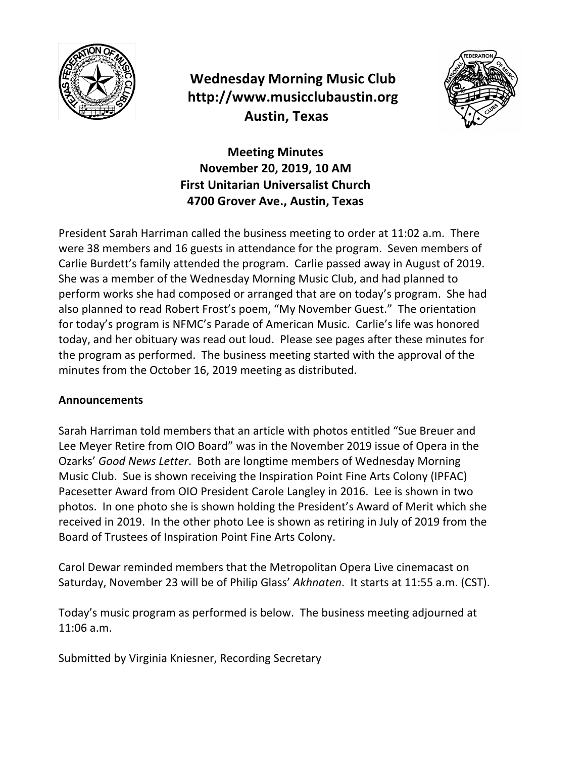# Wednesday Morning Music Club
**http://www.musicclubaustin.org**
**Austin, Texas**

## Meeting Minutes
**November 20, 2019, 10 AM**
**First Unitarian Universalist Church**
**4700 Grover Ave., Austin, Texas**

President Sarah Harriman called the business meeting to order at 11:02 a.m. There were 38 members and 16 guests in attendance for the program. Seven members of Carlie Burdett's family attended the program. Carlie passed away in August of 2019. She was a member of the Wednesday Morning Music Club, and had planned to perform works she had composed or arranged that are on today's program. She had also planned to read Robert Frost's poem, "My November Guest." The orientation for today's program is NFMC's Parade of American Music. Carlie's life was honored today, and her obituary was read out loud. Please see pages after these minutes for the program as performed. The business meeting started with the approval of the minutes from the October 16, 2019 meeting as distributed.

**Announcements**

Sarah Harriman told members that an article with photos entitled "Sue Breuer and Lee Meyer Retire from OIO Board" was in the November 2019 issue of Opera in the Ozarks' *Good News Letter*. Both are longtime members of Wednesday Morning Music Club. Sue is shown receiving the Inspiration Point Fine Arts Colony (IPFAC) Pacesetter Award from OIO President Carole Langley in 2016. Lee is shown in two photos. In one photo she is shown holding the President's Award of Merit which she received in 2019. In the other photo Lee is shown as retiring in July of 2019 from the Board of Trustees of Inspiration Point Fine Arts Colony.

Carol Dewar reminded members that the Metropolitan Opera Live cinemacast on Saturday, November 23 will be of Philip Glass' *Akhnaten*. It starts at 11:55 a.m. (CST).

Today's music program as performed is below. The business meeting adjourned at 11:06 a.m.

Submitted by Virginia Kniesner, Recording Secretary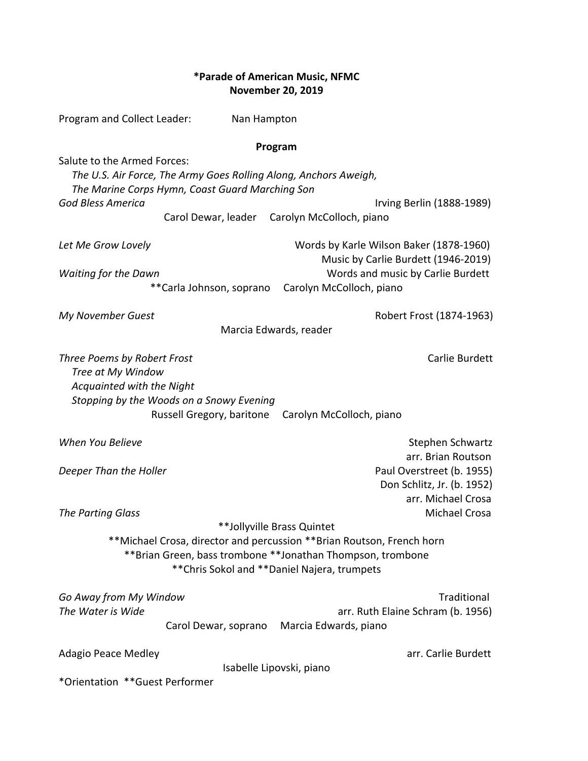**\*Parade of American Music, NFMC**
**November 20, 2019**

Program and Collect Leader: Nan Hampton

**Program**

Salute to the Armed Forces:
*The U.S. Air Force, The Army Goes Rolling Along, Anchors Aweigh,*
*The Marine Corps Hymn, Coast Guard Marching Son*
*God Bless America* — Irving Berlin (1888-1989)
Carol Dewar, leader Carolyn McColloch, piano

*Let Me Grow Lovely* — Words by Karle Wilson Baker (1878-1960)
Music by Carlie Burdett (1946-2019)
*Waiting for the Dawn* — Words and music by Carlie Burdett
**Carla Johnson, soprano Carolyn McColloch, piano

*My November Guest* — Robert Frost (1874-1963)
Marcia Edwards, reader

*Three Poems by Robert Frost* — Carlie Burdett
*Tree at My Window*
*Acquainted with the Night*
*Stopping by the Woods on a Snowy Evening*
Russell Gregory, baritone Carolyn McColloch, piano

*When You Believe* — Stephen Schwartz
arr. Brian Routson
*Deeper Than the Holler* — Paul Overstreet (b. 1955)
Don Schlitz, Jr. (b. 1952)
arr. Michael Crosa
*The Parting Glass* — Michael Crosa
**Jollyville Brass Quintet
**Michael Crosa, director and percussion **Brian Routson, French horn
**Brian Green, bass trombone **Jonathan Thompson, trombone
**Chris Sokol and **Daniel Najera, trumpets

*Go Away from My Window* — Traditional
*The Water is Wide* — arr. Ruth Elaine Schram (b. 1956)
Carol Dewar, soprano Marcia Edwards, piano

Adagio Peace Medley — arr. Carlie Burdett
Isabelle Lipovski, piano

*Orientation **Guest Performer